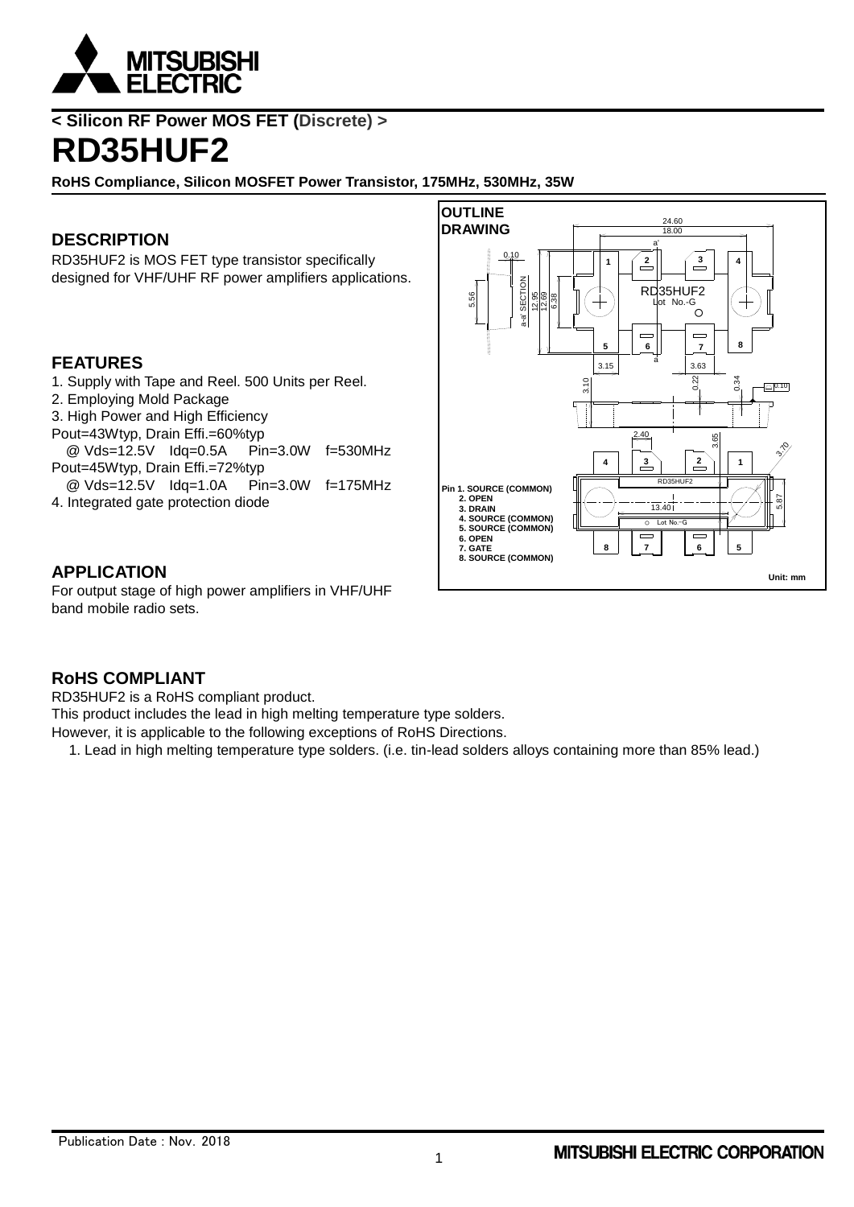< Silicon RF Power MOS FET (Discrete) >

# RD35HUF2

**RoHS Compliance, Silicon MOSFET Power Transistor, 175MHz, 530MHz, 35W**

## DESCRIPTION

RD35HUF2 is MOS FET type transistor specifically designed for VHF/UHF RF power amplifiers applications.

## FEATURES

1. Supply with Tape and Reel. 500 Units per Reel.
2. Employing Mold Package
3. High Power and High Efficiency
Pout=43Wtyp, Drain Effi.=60%typ
   @ Vds=12.5V Idq=0.5A Pin=3.0W f=530MHz
Pout=45Wtyp, Drain Effi.=72%typ
   @ Vds=12.5V Idq=1.0A Pin=3.0W f=175MHz
4. Integrated gate protection diode

## OUTLINE DRAWING

Pin 1. SOURCE (COMMON)
2. OPEN
3. DRAIN
4. SOURCE (COMMON)
5. SOURCE (COMMON)
6. OPEN
7. GATE
8. SOURCE (COMMON)

Unit: mm

## APPLICATION

For output stage of high power amplifiers in VHF/UHF band mobile radio sets.

## RoHS COMPLIANT

RD35HUF2 is a RoHS compliant product.
This product includes the lead in high melting temperature type solders.
However, it is applicable to the following exceptions of RoHS Directions.

1. Lead in high melting temperature type solders. (i.e. tin-lead solders alloys containing more than 85% lead.)

Publication Date : Nov. 2018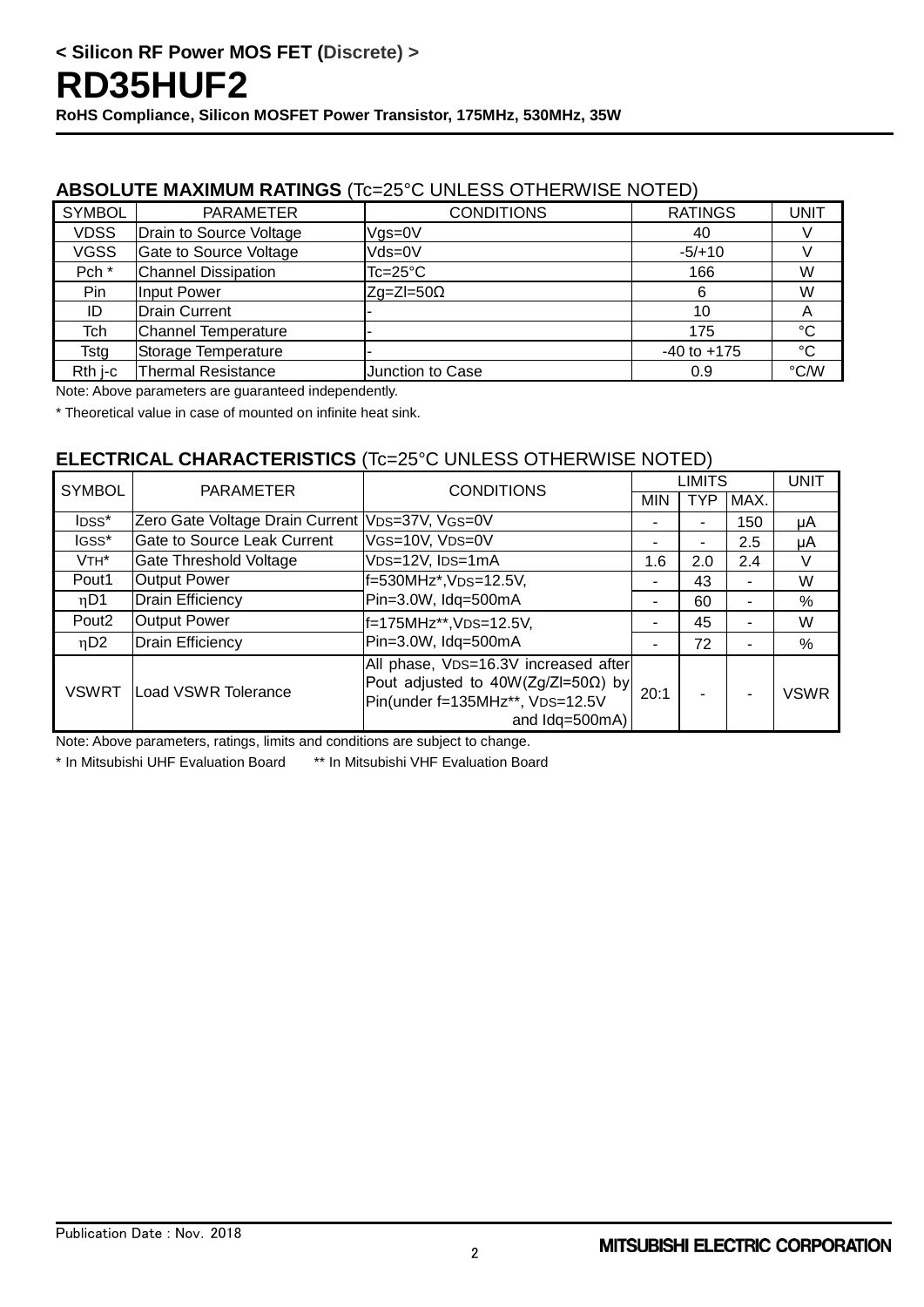**< Silicon RF Power MOS FET (Discrete) >**

# RD35HUF2

**RoHS Compliance, Silicon MOSFET Power Transistor, 175MHz, 530MHz, 35W**

### ABSOLUTE MAXIMUM RATINGS (Tc=25°C UNLESS OTHERWISE NOTED)

| SYMBOL | PARAMETER | CONDITIONS | RATINGS | UNIT |
|---|---|---|---|---|
| VDSS | Drain to Source Voltage | Vgs=0V | 40 | V |
| VGSS | Gate to Source Voltage | Vds=0V | -5/+10 | V |
| Pch * | Channel Dissipation | Tc=25°C | 166 | W |
| Pin | Input Power | Zg=Zl=50Ω | 6 | W |
| ID | Drain Current | - | 10 | A |
| Tch | Channel Temperature | - | 175 | °C |
| Tstg | Storage Temperature | - | -40 to +175 | °C |
| Rth j-c | Thermal Resistance | Junction to Case | 0.9 | °C/W |

Note: Above parameters are guaranteed independently.

* Theoretical value in case of mounted on infinite heat sink.

### ELECTRICAL CHARACTERISTICS (Tc=25°C UNLESS OTHERWISE NOTED)

| SYMBOL | PARAMETER | CONDITIONS | LIMITS | | | UNIT |
|---|---|---|---|---|---|---|
| | | | MIN | TYP | MAX. | |
| $I_{DSS}$* | Zero Gate Voltage Drain Current | $V_{DS}$=37V, $V_{GS}$=0V | - | - | 150 | μA |
| $I_{GSS}$* | Gate to Source Leak Current | $V_{GS}$=10V, $V_{DS}$=0V | - | - | 2.5 | μA |
| $V_{TH}$* | Gate Threshold Voltage | $V_{DS}$=12V, $I_{DS}$=1mA | 1.6 | 2.0 | 2.4 | V |
| Pout1 | Output Power | f=530MHz*,$V_{DS}$=12.5V, Pin=3.0W, Idq=500mA | - | 43 | - | W |
| ηD1 | Drain Efficiency | | - | 60 | - | % |
| Pout2 | Output Power | f=175MHz**,$V_{DS}$=12.5V, Pin=3.0W, Idq=500mA | - | 45 | - | W |
| ηD2 | Drain Efficiency | | - | 72 | - | % |
| VSWRT | Load VSWR Tolerance | All phase, $V_{DS}$=16.3V increased after Pout adjusted to 40W(Zg/Zl=50Ω) by Pin(under f=135MHz**, $V_{DS}$=12.5V and Idq=500mA) | 20:1 | - | - | VSWR |

Note: Above parameters, ratings, limits and conditions are subject to change.

* In Mitsubishi UHF Evaluation Board ** In Mitsubishi VHF Evaluation Board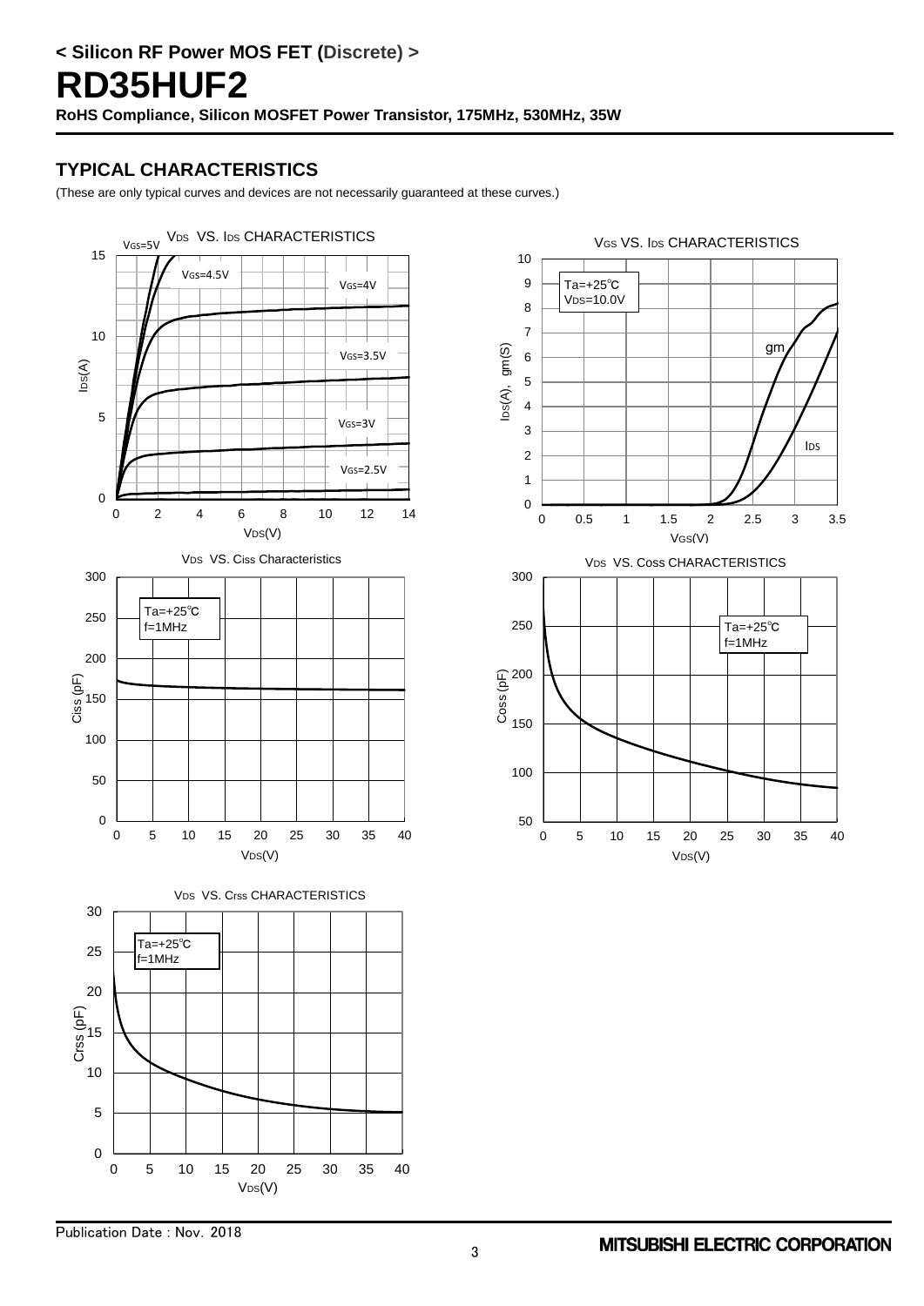## TYPICAL CHARACTERISTICS

(These are only typical curves and devices are not necessarily guaranteed at these curves.)

$V_{DS}$ VS. $I_{DS}$ CHARACTERISTICS

$V_{GS}$=5V, $V_{GS}$=4.5V, $V_{GS}$=4V, $V_{GS}$=3.5V, $V_{GS}$=3V, $V_{GS}$=2.5V

$I_{DS}$(A) vs. $V_{DS}$(V)

$V_{GS}$ VS. $I_{DS}$ CHARACTERISTICS

Ta=+25℃
$V_{DS}$=10.0V

gm, $I_{DS}$

$I_{DS}$(A), gm(S) vs. $V_{GS}$(V)

$V_{DS}$ VS. Ciss Characteristics

Ta=+25℃
f=1MHz

Ciss (pF) vs. $V_{DS}$(V)

$V_{DS}$ VS. Coss CHARACTERISTICS

Ta=+25℃
f=1MHz

Coss (pF) vs. $V_{DS}$(V)

$V_{DS}$ VS. Crss CHARACTERISTICS

Ta=+25℃
f=1MHz

Crss (pF) vs. $V_{DS}$(V)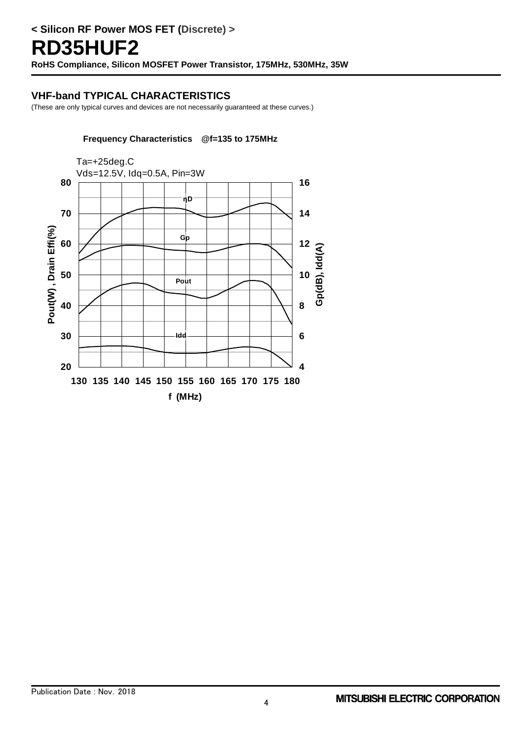< Silicon RF Power MOS FET (Discrete) >

# RD35HUF2

**RoHS Compliance, Silicon MOSFET Power Transistor, 175MHz, 530MHz, 35W**

## VHF-band TYPICAL CHARACTERISTICS

(These are only typical curves and devices are not necessarily guaranteed at these curves.)

**Frequency Characteristics @f=135 to 175MHz**

Ta=+25deg.C
Vds=12.5V, Idq=0.5A, Pin=3W

Pout(W) , Drain Effi(%)

Gp(dB), Idd(A)

ηD

Gp

Pout

Idd

f (MHz)

Publication Date : Nov. 2018

MITSUBISHI ELECTRIC CORPORATION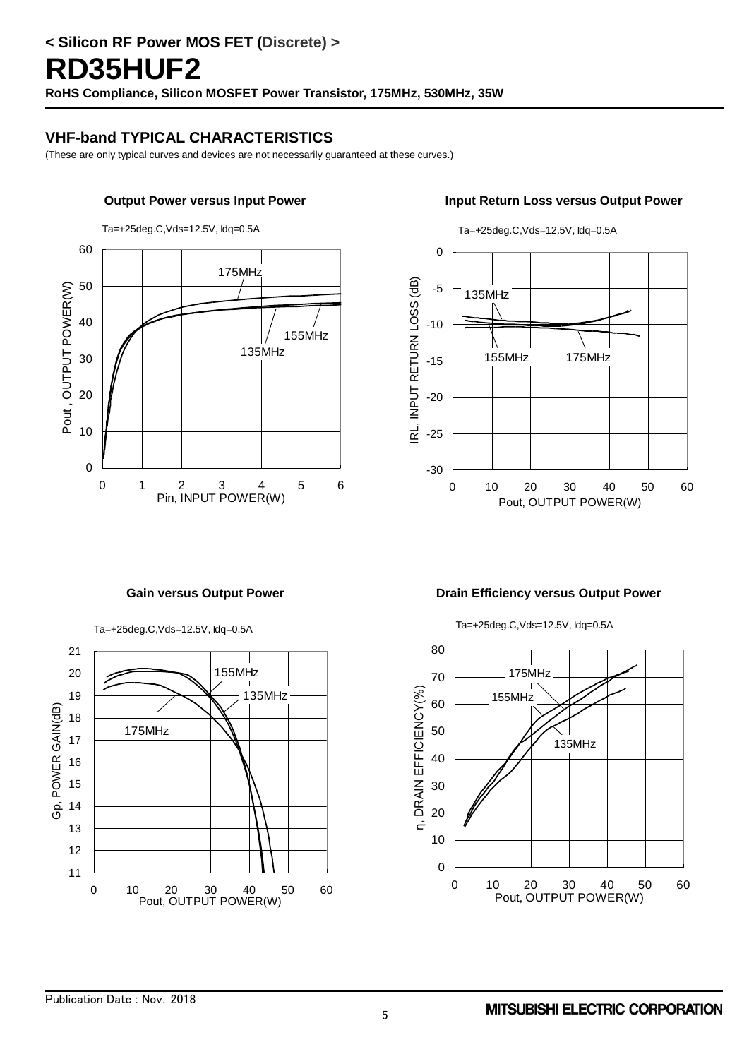## VHF-band TYPICAL CHARACTERISTICS

(These are only typical curves and devices are not necessarily guaranteed at these curves.)

**Output Power versus Input Power**

Ta=+25deg.C,Vds=12.5V, Idq=0.5A

**Input Return Loss versus Output Power**

Ta=+25deg.C,Vds=12.5V, Idq=0.5A

**Gain versus Output Power**

Ta=+25deg.C,Vds=12.5V, Idq=0.5A

**Drain Efficiency versus Output Power**

Ta=+25deg.C,Vds=12.5V, Idq=0.5A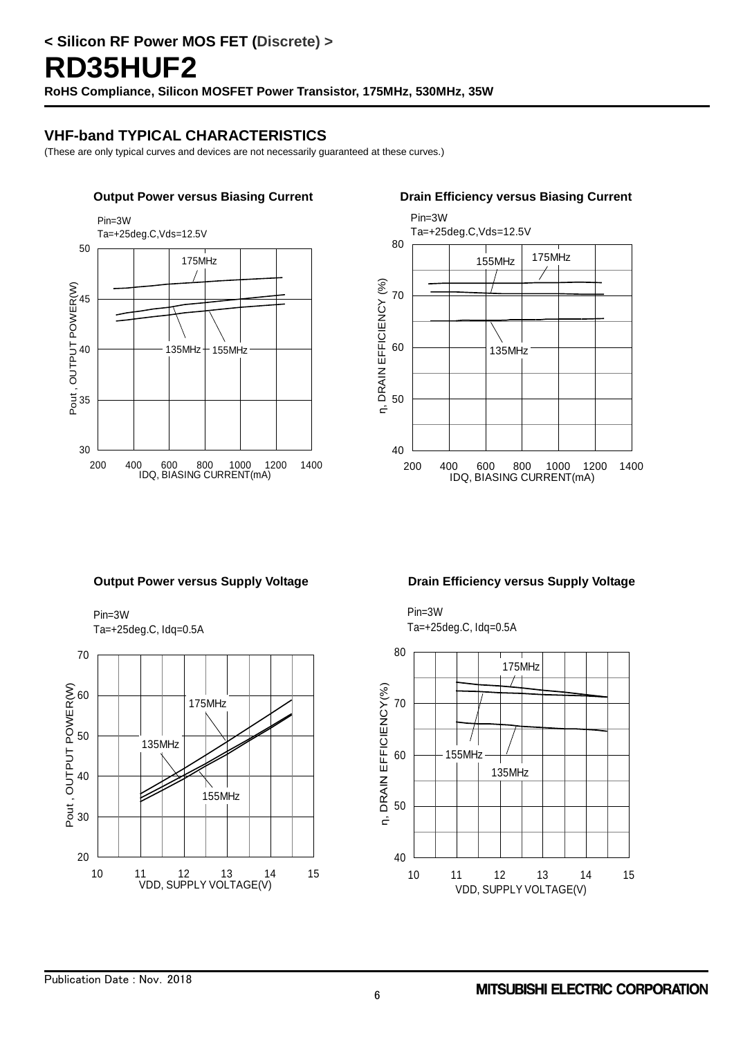**< Silicon RF Power MOS FET (Discrete) >**

# RD35HUF2

**RoHS Compliance, Silicon MOSFET Power Transistor, 175MHz, 530MHz, 35W**

## VHF-band TYPICAL CHARACTERISTICS

(These are only typical curves and devices are not necessarily guaranteed at these curves.)

**Output Power versus Biasing Current**

Pin=3W
Ta=+25deg.C,Vds=12.5V

Y-axis: Pout , OUTPUT POWER(W) (30 to 50)
X-axis: IDQ, BIASING CURRENT(mA) (200 to 1400)
Curves: 175MHz, 135MHz, 155MHz

**Drain Efficiency versus Biasing Current**

Pin=3W
Ta=+25deg.C,Vds=12.5V

Y-axis: η, DRAIN EFFICIENCY (%) (40 to 80)
X-axis: IDQ, BIASING CURRENT(mA) (200 to 1400)
Curves: 155MHz, 175MHz, 135MHz

**Output Power versus Supply Voltage**

Pin=3W
Ta=+25deg.C, Idq=0.5A

Y-axis: Pout , OUTPUT POWER(W) (20 to 70)
X-axis: VDD, SUPPLY VOLTAGE(V) (10 to 15)
Curves: 175MHz, 135MHz, 155MHz

**Drain Efficiency versus Supply Voltage**

Pin=3W
Ta=+25deg.C, Idq=0.5A

Y-axis: η, DRAIN EFFICIENCY(%) (40 to 80)
X-axis: VDD, SUPPLY VOLTAGE(V) (10 to 15)
Curves: 175MHz, 155MHz, 135MHz

Publication Date : Nov. 2018

MITSUBISHI ELECTRIC CORPORATION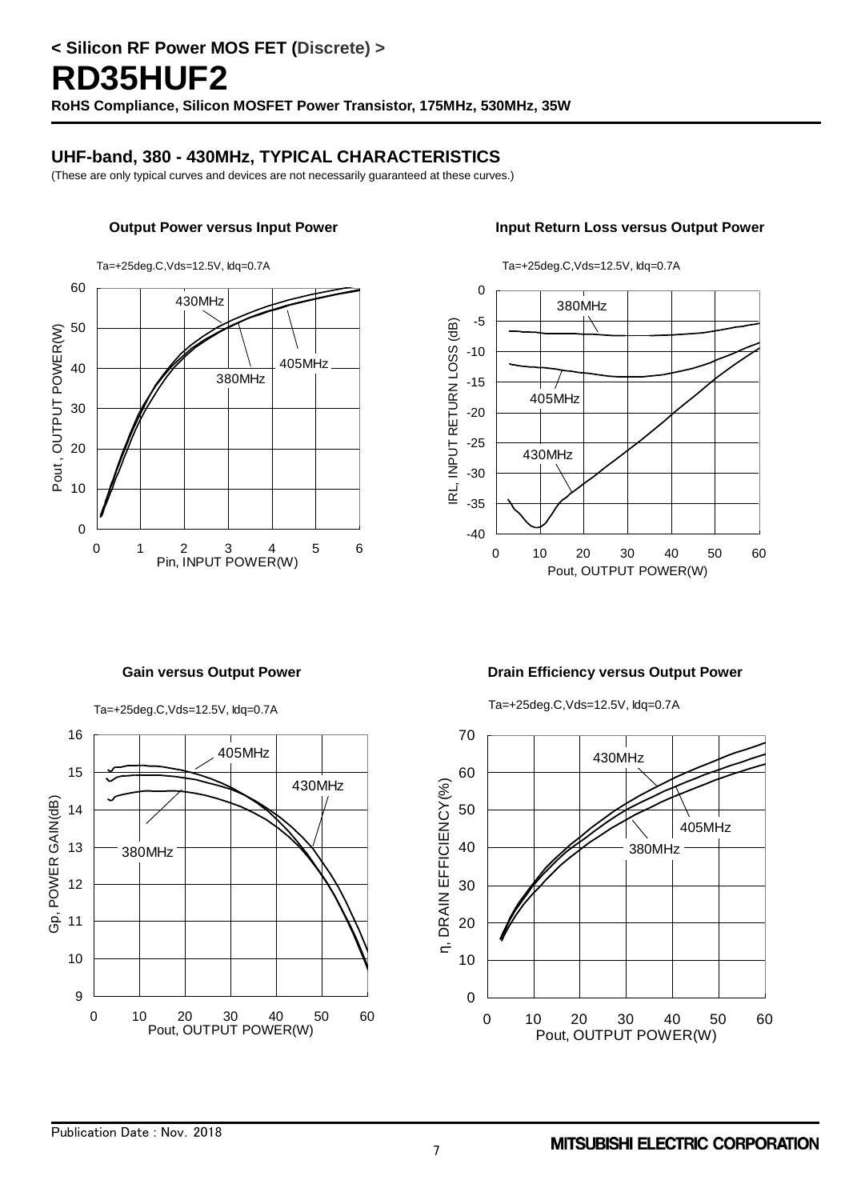# RD35HUF2

**RoHS Compliance, Silicon MOSFET Power Transistor, 175MHz, 530MHz, 35W**

## UHF-band, 380 - 430MHz, TYPICAL CHARACTERISTICS

(These are only typical curves and devices are not necessarily guaranteed at these curves.)

**Output Power versus Input Power**

Ta=+25deg.C,Vds=12.5V, Idq=0.7A

Pout , OUTPUT POWER(W) vs Pin, INPUT POWER(W) — curves: 380MHz, 405MHz, 430MHz

**Input Return Loss versus Output Power**

Ta=+25deg.C,Vds=12.5V, Idq=0.7A

IRL, INPUT RETURN LOSS (dB) vs Pout, OUTPUT POWER(W) — curves: 380MHz, 405MHz, 430MHz

**Gain versus Output Power**

Ta=+25deg.C,Vds=12.5V, Idq=0.7A

Gp, POWER GAIN(dB) vs Pout, OUTPUT POWER(W) — curves: 380MHz, 405MHz, 430MHz

**Drain Efficiency versus Output Power**

Ta=+25deg.C,Vds=12.5V, Idq=0.7A

η, DRAIN EFFICIENCY(%) vs Pout, OUTPUT POWER(W) — curves: 380MHz, 405MHz, 430MHz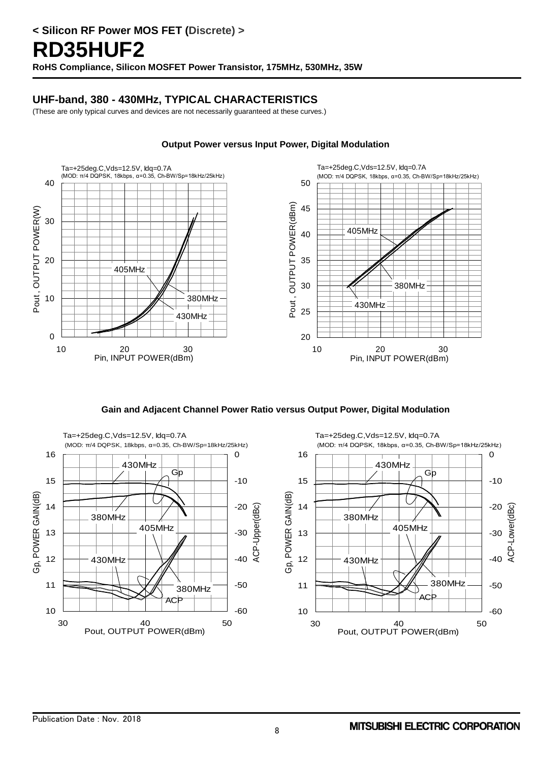< Silicon RF Power MOS FET (Discrete) >

# RD35HUF2

**RoHS Compliance, Silicon MOSFET Power Transistor, 175MHz, 530MHz, 35W**

## UHF-band, 380 - 430MHz, TYPICAL CHARACTERISTICS

(These are only typical curves and devices are not necessarily guaranteed at these curves.)

### Output Power versus Input Power, Digital Modulation

Ta=+25deg.C,Vds=12.5V, Idq=0.7A
(MOD: π/4 DQPSK, 18kbps, α=0.35, Ch-BW/Sp=18kHz/25kHz)

Pout , OUTPUT POWER(W) vs. Pin, INPUT POWER(dBm) — curves: 405MHz, 380MHz, 430MHz

Ta=+25deg.C,Vds=12.5V, Idq=0.7A
(MOD: π/4 DQPSK, 18kbps, α=0.35, Ch-BW/Sp=18kHz/25kHz)

Pout , OUTPUT POWER(dBm) vs. Pin, INPUT POWER(dBm) — curves: 405MHz, 380MHz, 430MHz

### Gain and Adjacent Channel Power Ratio versus Output Power, Digital Modulation

Ta=+25deg.C,Vds=12.5V, Idq=0.7A
(MOD: π/4 DQPSK, 18kbps, α=0.35, Ch-BW/Sp=18kHz/25kHz)

Gp, POWER GAIN(dB) / ACP-Upper(dBc) vs. Pout, OUTPUT POWER(dBm) — curves: Gp and ACP at 380MHz, 405MHz, 430MHz

Ta=+25deg.C,Vds=12.5V, Idq=0.7A
(MOD: π/4 DQPSK, 18kbps, α=0.35, Ch-BW/Sp=18kHz/25kHz)

Gp, POWER GAIN(dB) / ACP-Lower(dBc) vs. Pout, OUTPUT POWER(dBm) — curves: Gp and ACP at 380MHz, 405MHz, 430MHz

Publication Date : Nov. 2018

MITSUBISHI ELECTRIC CORPORATION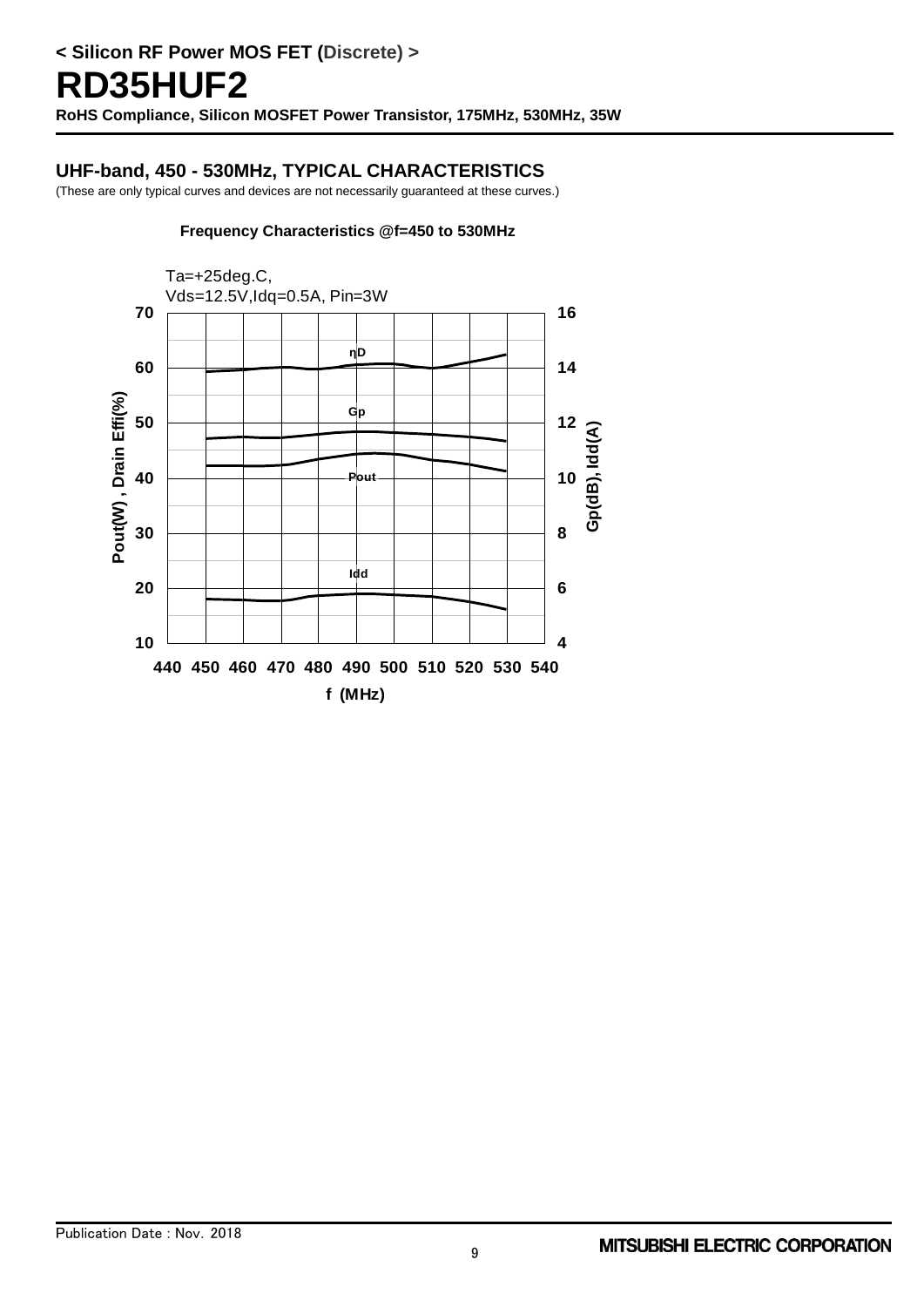**< Silicon RF Power MOS FET (Discrete) >**

# RD35HUF2

**RoHS Compliance, Silicon MOSFET Power Transistor, 175MHz, 530MHz, 35W**

## UHF-band, 450 - 530MHz, TYPICAL CHARACTERISTICS

(These are only typical curves and devices are not necessarily guaranteed at these curves.)

**Frequency Characteristics @f=450 to 530MHz**

Ta=+25deg.C,
Vds=12.5V,Idq=0.5A, Pin=3W

Pout(W) , Drain Effi(%) — Gp(dB), Idd(A) — f (MHz)

ηD, Gp, Pout, Idd

Publication Date : Nov. 2018

MITSUBISHI ELECTRIC CORPORATION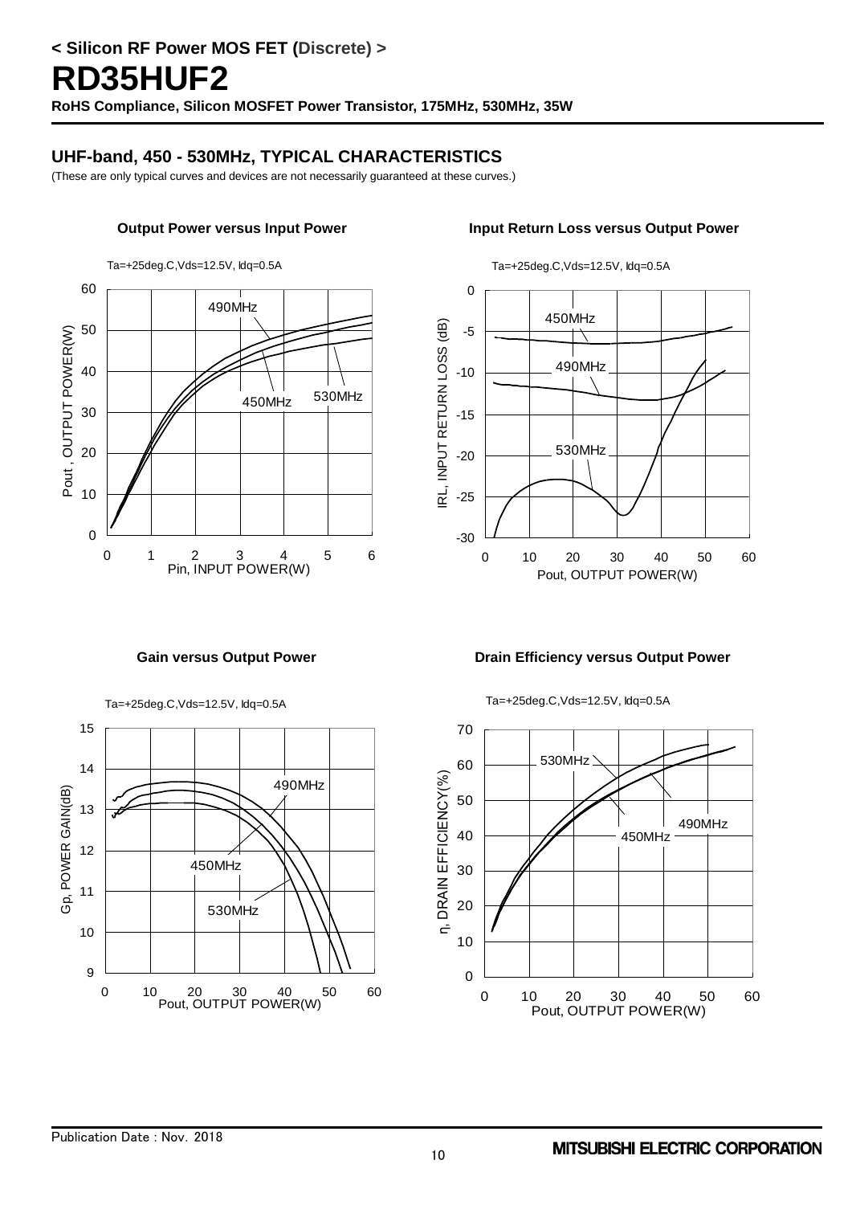# < Silicon RF Power MOS FET (Discrete) >

# RD35HUF2

**RoHS Compliance, Silicon MOSFET Power Transistor, 175MHz, 530MHz, 35W**

## UHF-band, 450 - 530MHz, TYPICAL CHARACTERISTICS

(These are only typical curves and devices are not necessarily guaranteed at these curves.)

**Output Power versus Input Power**

Ta=+25deg.C,Vds=12.5V, Idq=0.5A

**Input Return Loss versus Output Power**

Ta=+25deg.C,Vds=12.5V, Idq=0.5A

**Gain versus Output Power**

Ta=+25deg.C,Vds=12.5V, Idq=0.5A

**Drain Efficiency versus Output Power**

Ta=+25deg.C,Vds=12.5V, Idq=0.5A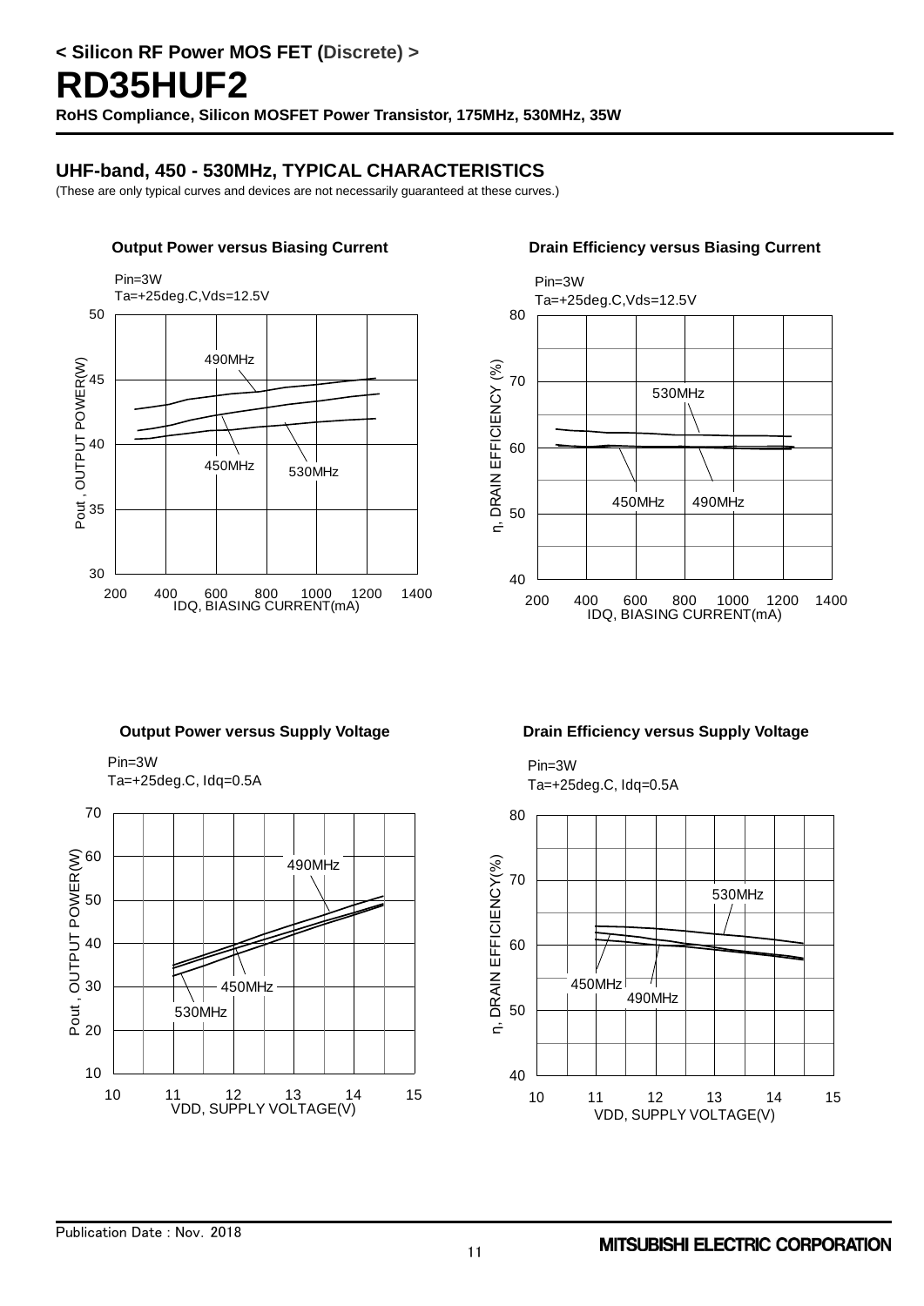< Silicon RF Power MOS FET (Discrete) >

# RD35HUF2

**RoHS Compliance, Silicon MOSFET Power Transistor, 175MHz, 530MHz, 35W**

## UHF-band, 450 - 530MHz, TYPICAL CHARACTERISTICS

(These are only typical curves and devices are not necessarily guaranteed at these curves.)

**Output Power versus Biasing Current**

Pin=3W
Ta=+25deg.C,Vds=12.5V

**Drain Efficiency versus Biasing Current**

Pin=3W
Ta=+25deg.C,Vds=12.5V

**Output Power versus Supply Voltage**

Pin=3W
Ta=+25deg.C, Idq=0.5A

**Drain Efficiency versus Supply Voltage**

Pin=3W
Ta=+25deg.C, Idq=0.5A

Publication Date : Nov. 2018

MITSUBISHI ELECTRIC CORPORATION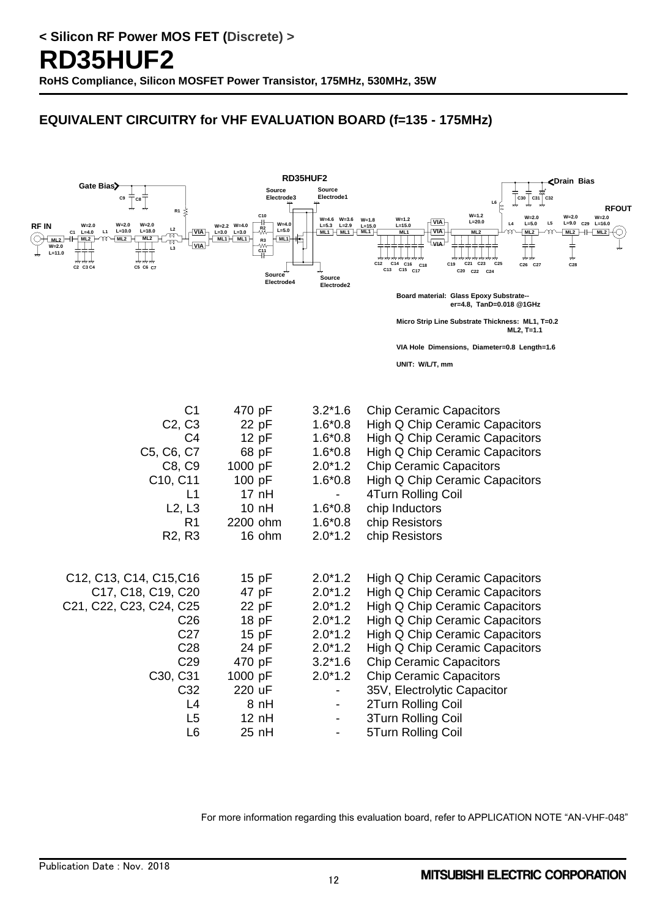## < Silicon RF Power MOS FET (Discrete) >

# RD35HUF2

**RoHS Compliance, Silicon MOSFET Power Transistor, 175MHz, 530MHz, 35W**

### EQUIVALENT CIRCUITRY for VHF EVALUATION BOARD (f=135 - 175MHz)

RD35HUF2

Gate Bias | Drain Bias | RF IN | RFOUT

Source Electrode1 | Source Electrode2 | Source Electrode3 | Source Electrode4

ML2 W=2.0 L=11.0 | C1 | W=2.0 L=4.0 ML2 | L1 | W=2.0 L=10.0 ML2 | W=2.0 L=18.0 ML2 | C2 C3 C4 | C5 C6 C7 | C9 | C8 | R1 | L2 | L3 | VIA | VIA | W=2.2 L=3.0 ML1 | W=4.0 L=3.0 ML1 | C10 | R2 | R3 | C11 | W=4.0 L=5.0 ML1

W=4.6 L=5.3 ML1 | W=3.6 L=2.9 ML1 | W=1.8 L=15.0 ML1 | W=1.2 L=15.0 ML1 | VIA | VIA | VIA | W=1.2 L=20.0 ML2 | L4 | W=2.0 L=5.0 ML2 | L5 | W=2.0 L=9.0 ML2 | C29 | W=2.0 L=16.0 ML2 | L6 | C30 | C31 | C32

C12 C13 C14 C15 C16 C17 C18 | C19 C20 C21 C22 C23 C24 C25 | C26 C27 | C28

**Board material: Glass Epoxy Substrate-- er=4.8, TanD=0.018 @1GHz**

**Micro Strip Line Substrate Thickness: ML1, T=0.2 ML2, T=1.1**

**VIA Hole Dimensions, Diameter=0.8 Length=1.6**

**UNIT: W/L/T, mm**

| | | | |
|---|---|---|---|
| C1 | 470 pF | 3.2*1.6 | Chip Ceramic Capacitors |
| C2, C3 | 22 pF | 1.6*0.8 | High Q Chip Ceramic Capacitors |
| C4 | 12 pF | 1.6*0.8 | High Q Chip Ceramic Capacitors |
| C5, C6, C7 | 68 pF | 1.6*0.8 | High Q Chip Ceramic Capacitors |
| C8, C9 | 1000 pF | 2.0*1.2 | Chip Ceramic Capacitors |
| C10, C11 | 100 pF | 1.6*0.8 | High Q Chip Ceramic Capacitors |
| L1 | 17 nH | - | 4Turn Rolling Coil |
| L2, L3 | 10 nH | 1.6*0.8 | chip Inductors |
| R1 | 2200 ohm | 1.6*0.8 | chip Resistors |
| R2, R3 | 16 ohm | 2.0*1.2 | chip Resistors |

| | | | |
|---|---|---|---|
| C12, C13, C14, C15,C16 | 15 pF | 2.0*1.2 | High Q Chip Ceramic Capacitors |
| C17, C18, C19, C20 | 47 pF | 2.0*1.2 | High Q Chip Ceramic Capacitors |
| C21, C22, C23, C24, C25 | 22 pF | 2.0*1.2 | High Q Chip Ceramic Capacitors |
| C26 | 18 pF | 2.0*1.2 | High Q Chip Ceramic Capacitors |
| C27 | 15 pF | 2.0*1.2 | High Q Chip Ceramic Capacitors |
| C28 | 24 pF | 2.0*1.2 | High Q Chip Ceramic Capacitors |
| C29 | 470 pF | 3.2*1.6 | Chip Ceramic Capacitors |
| C30, C31 | 1000 pF | 2.0*1.2 | Chip Ceramic Capacitors |
| C32 | 220 uF | - | 35V, Electrolytic Capacitor |
| L4 | 8 nH | - | 2Turn Rolling Coil |
| L5 | 12 nH | - | 3Turn Rolling Coil |
| L6 | 25 nH | - | 5Turn Rolling Coil |

For more information regarding this evaluation board, refer to APPLICATION NOTE "AN-VHF-048"

Publication Date : Nov. 2018

MITSUBISHI ELECTRIC CORPORATION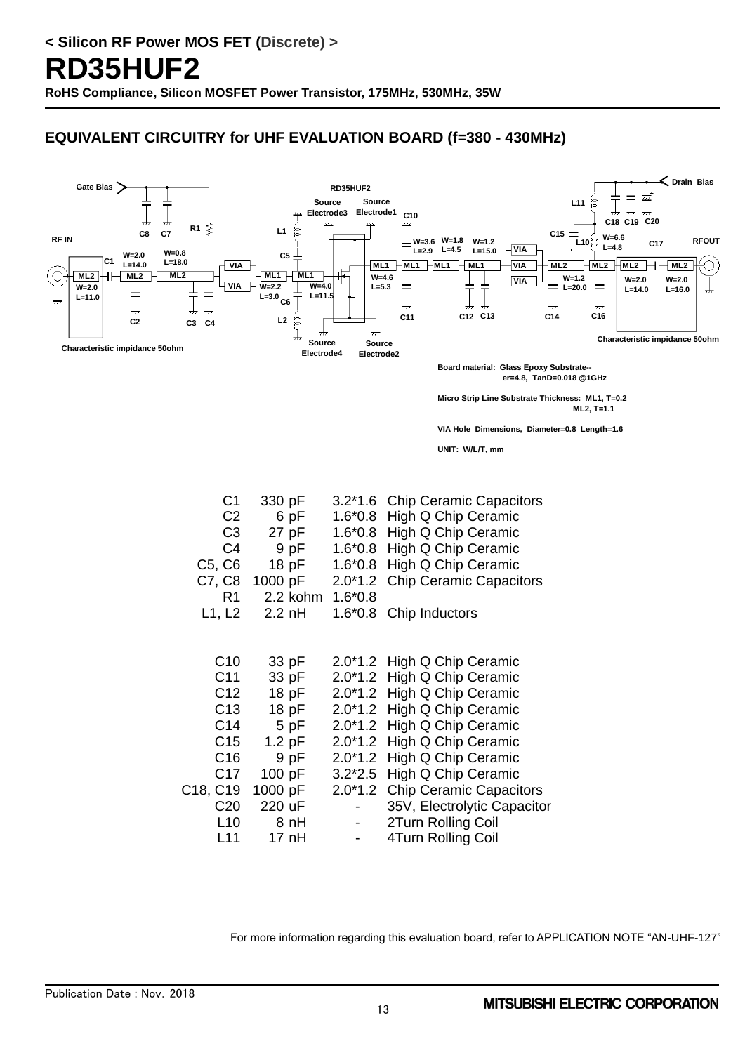**< Silicon RF Power MOS FET (Discrete) >**

# RD35HUF2

**RoHS Compliance, Silicon MOSFET Power Transistor, 175MHz, 530MHz, 35W**

## EQUIVALENT CIRCUITRY for UHF EVALUATION BOARD (f=380 - 430MHz)

Gate Bias, RD35HUF2, Drain Bias, RF IN, RFOUT

Source Electrode1, Source Electrode2, Source Electrode3, Source Electrode4

Characteristic impidance 50ohm

Board material: Glass Epoxy Substrate-- er=4.8, TanD=0.018 @1GHz

Micro Strip Line Substrate Thickness: ML1, T=0.2
ML2, T=1.1

VIA Hole Dimensions, Diameter=0.8 Length=1.6

UNIT: W/L/T, mm

| | | | |
|---|---|---|---|
| C1 | 330 pF | 3.2*1.6 | Chip Ceramic Capacitors |
| C2 | 6 pF | 1.6*0.8 | High Q Chip Ceramic |
| C3 | 27 pF | 1.6*0.8 | High Q Chip Ceramic |
| C4 | 9 pF | 1.6*0.8 | High Q Chip Ceramic |
| C5, C6 | 18 pF | 1.6*0.8 | High Q Chip Ceramic |
| C7, C8 | 1000 pF | 2.0*1.2 | Chip Ceramic Capacitors |
| R1 | 2.2 kohm | 1.6*0.8 | |
| L1, L2 | 2.2 nH | 1.6*0.8 | Chip Inductors |

| | | | |
|---|---|---|---|
| C10 | 33 pF | 2.0*1.2 | High Q Chip Ceramic |
| C11 | 33 pF | 2.0*1.2 | High Q Chip Ceramic |
| C12 | 18 pF | 2.0*1.2 | High Q Chip Ceramic |
| C13 | 18 pF | 2.0*1.2 | High Q Chip Ceramic |
| C14 | 5 pF | 2.0*1.2 | High Q Chip Ceramic |
| C15 | 1.2 pF | 2.0*1.2 | High Q Chip Ceramic |
| C16 | 9 pF | 2.0*1.2 | High Q Chip Ceramic |
| C17 | 100 pF | 3.2*2.5 | High Q Chip Ceramic |
| C18, C19 | 1000 pF | 2.0*1.2 | Chip Ceramic Capacitors |
| C20 | 220 uF | - | 35V, Electrolytic Capacitor |
| L10 | 8 nH | - | 2Turn Rolling Coil |
| L11 | 17 nH | - | 4Turn Rolling Coil |

For more information regarding this evaluation board, refer to APPLICATION NOTE "AN-UHF-127"

Publication Date : Nov. 2018

MITSUBISHI ELECTRIC CORPORATION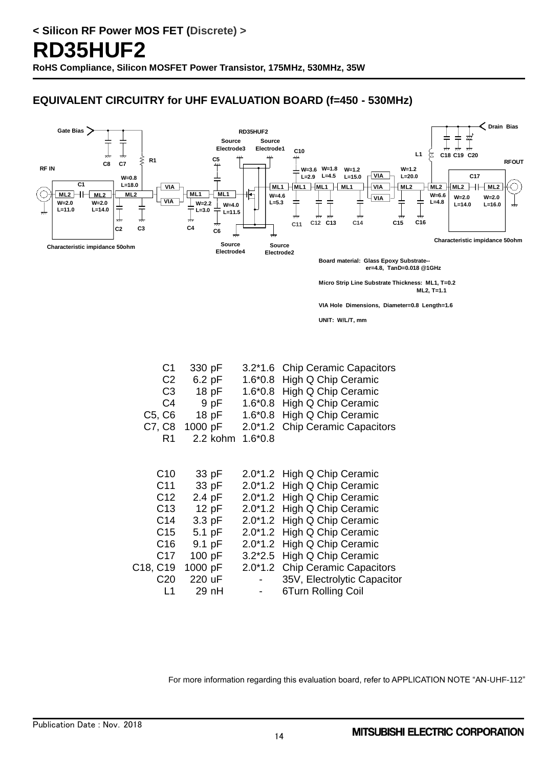< Silicon RF Power MOS FET (Discrete) >

# RD35HUF2

**RoHS Compliance, Silicon MOSFET Power Transistor, 175MHz, 530MHz, 35W**

## EQUIVALENT CIRCUITRY for UHF EVALUATION BOARD (f=450 - 530MHz)

Gate Bias, RD35HUF2, Source Electrode3, Source Electrode1, Drain Bias, RF IN, RFOUT, C1, C2, C3, C4, C5, C6, C7, C8, R1, C10, C11, C12, C13, C14, C15, C16, C17, C18, C19, C20, L1, Source Electrode4, Source Electrode2

ML2 W=2.0 L=11.0; ML2 W=2.0 L=14.0; ML2 W=0.8 L=18.0; VIA; ML1 W=2.2 L=3.0; ML1 W=4.0 L=11.5; ML1 W=4.6 L=5.3; ML1 W=3.6 L=2.9; ML1 W=1.8 L=4.5; ML1 W=1.2 L=15.0; VIA; ML2 W=1.2 L=20.0; ML2 W=6.6 L=4.8; ML2 W=2.0 L=14.0; ML2 W=2.0 L=16.0

Characteristic impidance 50ohm

Characteristic impidance 50ohm

Board material: Glass Epoxy Substrate-- er=4.8, TanD=0.018 @1GHz

Micro Strip Line Substrate Thickness: ML1, T=0.2 ML2, T=1.1

VIA Hole Dimensions, Diameter=0.8 Length=1.6

UNIT: W/L/T, mm

| | | | |
|---|---|---|---|
| C1 | 330 pF | 3.2*1.6 | Chip Ceramic Capacitors |
| C2 | 6.2 pF | 1.6*0.8 | High Q Chip Ceramic |
| C3 | 18 pF | 1.6*0.8 | High Q Chip Ceramic |
| C4 | 9 pF | 1.6*0.8 | High Q Chip Ceramic |
| C5, C6 | 18 pF | 1.6*0.8 | High Q Chip Ceramic |
| C7, C8 | 1000 pF | 2.0*1.2 | Chip Ceramic Capacitors |
| R1 | 2.2 kohm | 1.6*0.8 | |

| | | | |
|---|---|---|---|
| C10 | 33 pF | 2.0*1.2 | High Q Chip Ceramic |
| C11 | 33 pF | 2.0*1.2 | High Q Chip Ceramic |
| C12 | 2.4 pF | 2.0*1.2 | High Q Chip Ceramic |
| C13 | 12 pF | 2.0*1.2 | High Q Chip Ceramic |
| C14 | 3.3 pF | 2.0*1.2 | High Q Chip Ceramic |
| C15 | 5.1 pF | 2.0*1.2 | High Q Chip Ceramic |
| C16 | 9.1 pF | 2.0*1.2 | High Q Chip Ceramic |
| C17 | 100 pF | 3.2*2.5 | High Q Chip Ceramic |
| C18, C19 | 1000 pF | 2.0*1.2 | Chip Ceramic Capacitors |
| C20 | 220 uF | - | 35V, Electrolytic Capacitor |
| L1 | 29 nH | - | 6Turn Rolling Coil |

For more information regarding this evaluation board, refer to APPLICATION NOTE “AN-UHF-112”

Publication Date : Nov. 2018

MITSUBISHI ELECTRIC CORPORATION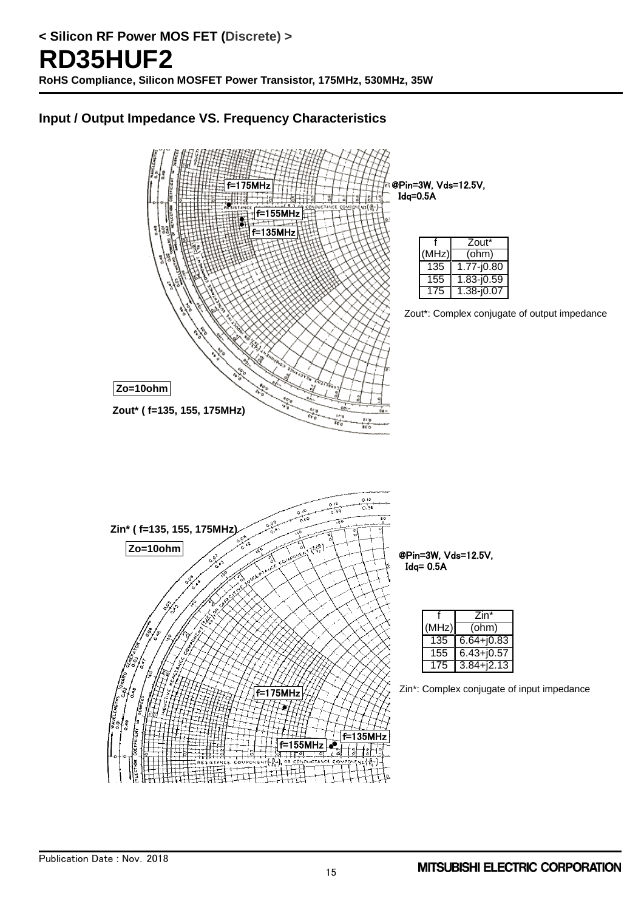## Input / Output Impedance VS. Frequency Characteristics

f=175MHz

f=155MHz

f=135MHz

@Pin=3W, Vds=12.5V, Idq=0.5A

| f (MHz) | Zout* (ohm) |
|---|---|
| 135 | 1.77-j0.80 |
| 155 | 1.83-j0.59 |
| 175 | 1.38-j0.07 |

Zout*: Complex conjugate of output impedance

Zo=10ohm

Zout* ( f=135, 155, 175MHz)

Zin* ( f=135, 155, 175MHz)

Zo=10ohm

@Pin=3W, Vds=12.5V, Idq= 0.5A

| f (MHz) | Zin* (ohm) |
|---|---|
| 135 | 6.64+j0.83 |
| 155 | 6.43+j0.57 |
| 175 | 3.84+j2.13 |

Zin*: Complex conjugate of input impedance

f=175MHz

f=155MHz

f=135MHz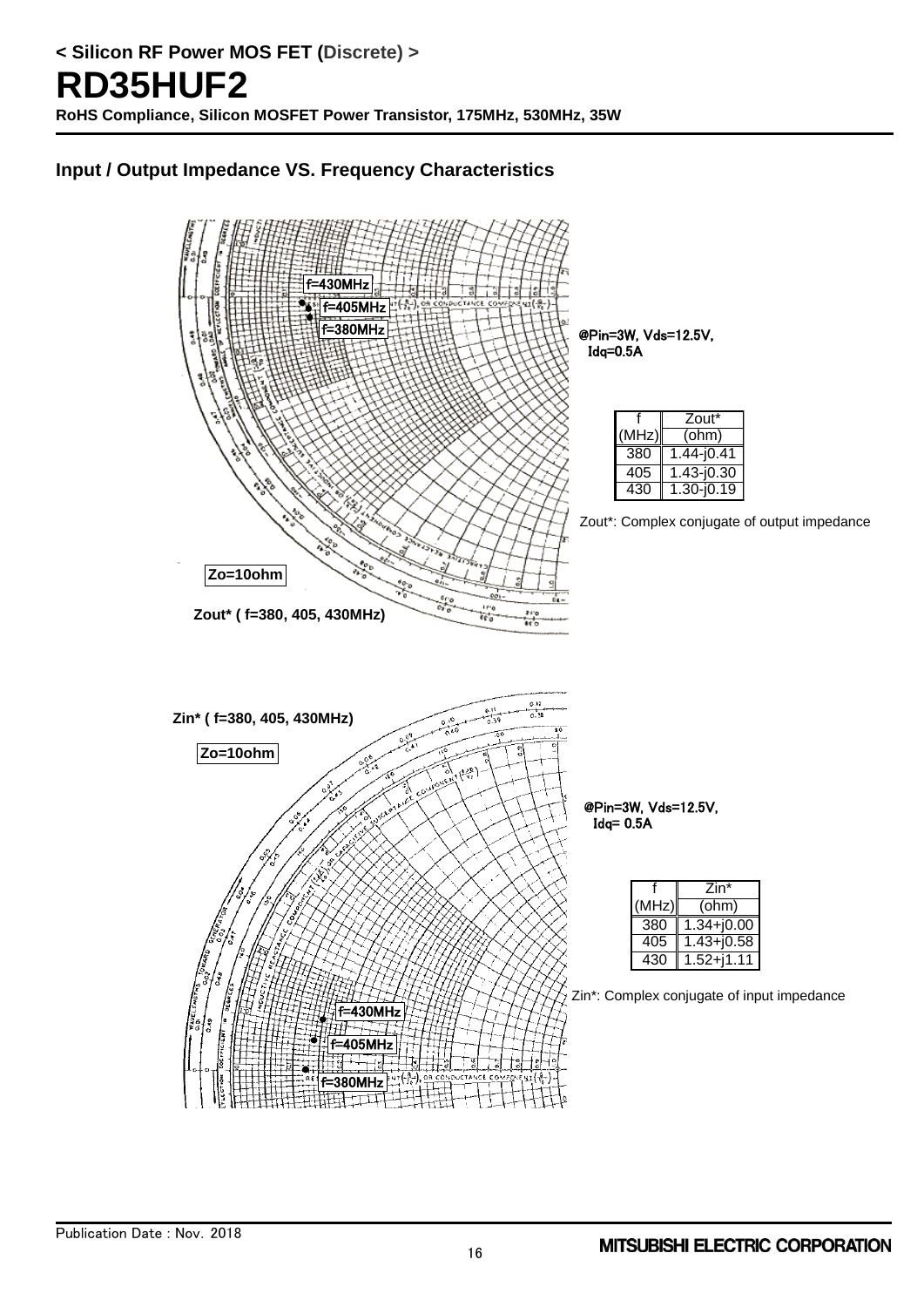< Silicon RF Power MOS FET (Discrete) >

# RD35HUF2

**RoHS Compliance, Silicon MOSFET Power Transistor, 175MHz, 530MHz, 35W**

## Input / Output Impedance VS. Frequency Characteristics

f=430MHz
f=405MHz
f=380MHz

Zo=10ohm

**Zout* ( f=380, 405, 430MHz)**

@Pin=3W, Vds=12.5V, Idq=0.5A

| f (MHz) | Zout* (ohm) |
|---|---|
| 380 | 1.44-j0.41 |
| 405 | 1.43-j0.30 |
| 430 | 1.30-j0.19 |

Zout*: Complex conjugate of output impedance

**Zin* ( f=380, 405, 430MHz)**

Zo=10ohm

f=430MHz
f=405MHz
f=380MHz

@Pin=3W, Vds=12.5V, Idq= 0.5A

| f (MHz) | Zin* (ohm) |
|---|---|
| 380 | 1.34+j0.00 |
| 405 | 1.43+j0.58 |
| 430 | 1.52+j1.11 |

Zin*: Complex conjugate of input impedance

Publication Date : Nov. 2018

MITSUBISHI ELECTRIC CORPORATION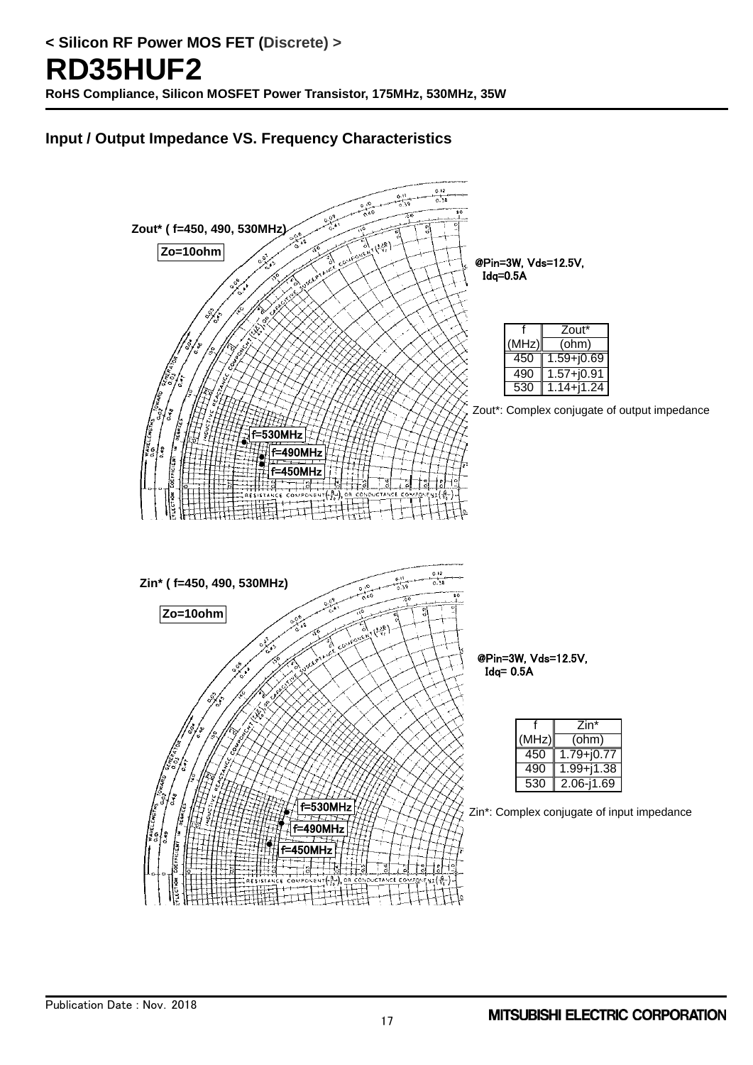## Input / Output Impedance VS. Frequency Characteristics

**Zout* ( f=450, 490, 530MHz)**

Zo=10ohm

@Pin=3W, Vds=12.5V, Idq=0.5A

| f (MHz) | Zout* (ohm) |
|---|---|
| 450 | 1.59+j0.69 |
| 490 | 1.57+j0.91 |
| 530 | 1.14+j1.24 |

Zout*: Complex conjugate of output impedance

**Zin* ( f=450, 490, 530MHz)**

Zo=10ohm

@Pin=3W, Vds=12.5V, Idq= 0.5A

| f (MHz) | Zin* (ohm) |
|---|---|
| 450 | 1.79+j0.77 |
| 490 | 1.99+j1.38 |
| 530 | 2.06-j1.69 |

Zin*: Complex conjugate of input impedance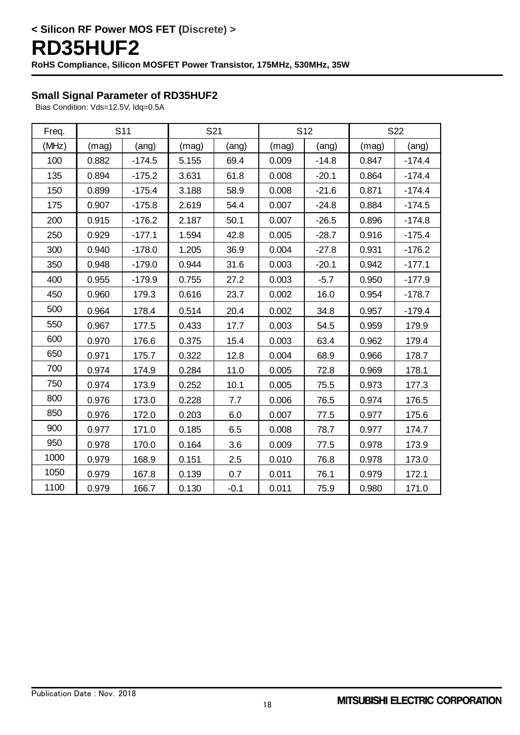< Silicon RF Power MOS FET (Discrete) >

# RD35HUF2

**RoHS Compliance, Silicon MOSFET Power Transistor, 175MHz, 530MHz, 35W**

### Small Signal Parameter of RD35HUF2

Bias Condition: Vds=12.5V, Idq=0.5A

| Freq. | S11 | | S21 | | S12 | | S22 | |
|---|---|---|---|---|---|---|---|---|
| (MHz) | (mag) | (ang) | (mag) | (ang) | (mag) | (ang) | (mag) | (ang) |
| 100 | 0.882 | -174.5 | 5.155 | 69.4 | 0.009 | -14.8 | 0.847 | -174.4 |
| 135 | 0.894 | -175.2 | 3.631 | 61.8 | 0.008 | -20.1 | 0.864 | -174.4 |
| 150 | 0.899 | -175.4 | 3.188 | 58.9 | 0.008 | -21.6 | 0.871 | -174.4 |
| 175 | 0.907 | -175.8 | 2.619 | 54.4 | 0.007 | -24.8 | 0.884 | -174.5 |
| 200 | 0.915 | -176.2 | 2.187 | 50.1 | 0.007 | -26.5 | 0.896 | -174.8 |
| 250 | 0.929 | -177.1 | 1.594 | 42.8 | 0.005 | -28.7 | 0.916 | -175.4 |
| 300 | 0.940 | -178.0 | 1.205 | 36.9 | 0.004 | -27.8 | 0.931 | -176.2 |
| 350 | 0.948 | -179.0 | 0.944 | 31.6 | 0.003 | -20.1 | 0.942 | -177.1 |
| 400 | 0.955 | -179.9 | 0.755 | 27.2 | 0.003 | -5.7 | 0.950 | -177.9 |
| 450 | 0.960 | 179.3 | 0.616 | 23.7 | 0.002 | 16.0 | 0.954 | -178.7 |
| 500 | 0.964 | 178.4 | 0.514 | 20.4 | 0.002 | 34.8 | 0.957 | -179.4 |
| 550 | 0.967 | 177.5 | 0.433 | 17.7 | 0.003 | 54.5 | 0.959 | 179.9 |
| 600 | 0.970 | 176.6 | 0.375 | 15.4 | 0.003 | 63.4 | 0.962 | 179.4 |
| 650 | 0.971 | 175.7 | 0.322 | 12.8 | 0.004 | 68.9 | 0.966 | 178.7 |
| 700 | 0.974 | 174.9 | 0.284 | 11.0 | 0.005 | 72.8 | 0.969 | 178.1 |
| 750 | 0.974 | 173.9 | 0.252 | 10.1 | 0.005 | 75.5 | 0.973 | 177.3 |
| 800 | 0.976 | 173.0 | 0.228 | 7.7 | 0.006 | 76.5 | 0.974 | 176.5 |
| 850 | 0.976 | 172.0 | 0.203 | 6.0 | 0.007 | 77.5 | 0.977 | 175.6 |
| 900 | 0.977 | 171.0 | 0.185 | 6.5 | 0.008 | 78.7 | 0.977 | 174.7 |
| 950 | 0.978 | 170.0 | 0.164 | 3.6 | 0.009 | 77.5 | 0.978 | 173.9 |
| 1000 | 0.979 | 168.9 | 0.151 | 2.5 | 0.010 | 76.8 | 0.978 | 173.0 |
| 1050 | 0.979 | 167.8 | 0.139 | 0.7 | 0.011 | 76.1 | 0.979 | 172.1 |
| 1100 | 0.979 | 166.7 | 0.130 | -0.1 | 0.011 | 75.9 | 0.980 | 171.0 |

Publication Date : Nov. 2018

MITSUBISHI ELECTRIC CORPORATION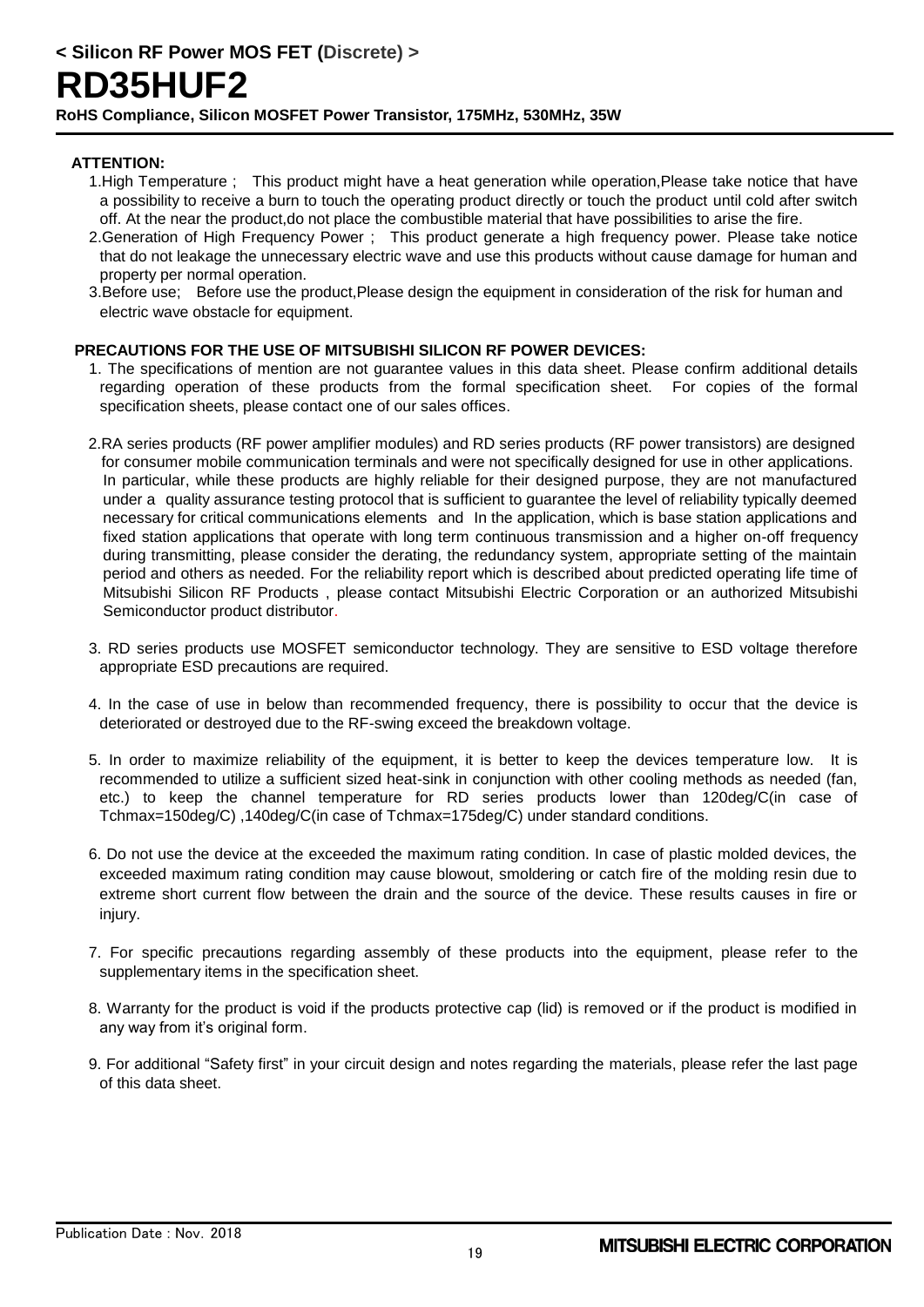< Silicon RF Power MOS FET (Discrete) >

# RD35HUF2

**RoHS Compliance, Silicon MOSFET Power Transistor, 175MHz, 530MHz, 35W**

**ATTENTION:**

1. High Temperature ; This product might have a heat generation while operation,Please take notice that have a possibility to receive a burn to touch the operating product directly or touch the product until cold after switch off. At the near the product,do not place the combustible material that have possibilities to arise the fire.
2. Generation of High Frequency Power ; This product generate a high frequency power. Please take notice that do not leakage the unnecessary electric wave and use this products without cause damage for human and property per normal operation.
3. Before use; Before use the product,Please design the equipment in consideration of the risk for human and electric wave obstacle for equipment.

**PRECAUTIONS FOR THE USE OF MITSUBISHI SILICON RF POWER DEVICES:**

1. The specifications of mention are not guarantee values in this data sheet. Please confirm additional details regarding operation of these products from the formal specification sheet. For copies of the formal specification sheets, please contact one of our sales offices.
2. RA series products (RF power amplifier modules) and RD series products (RF power transistors) are designed for consumer mobile communication terminals and were not specifically designed for use in other applications. In particular, while these products are highly reliable for their designed purpose, they are not manufactured under a quality assurance testing protocol that is sufficient to guarantee the level of reliability typically deemed necessary for critical communications elements and In the application, which is base station applications and fixed station applications that operate with long term continuous transmission and a higher on-off frequency during transmitting, please consider the derating, the redundancy system, appropriate setting of the maintain period and others as needed. For the reliability report which is described about predicted operating life time of Mitsubishi Silicon RF Products , please contact Mitsubishi Electric Corporation or an authorized Mitsubishi Semiconductor product distributor.
3. RD series products use MOSFET semiconductor technology. They are sensitive to ESD voltage therefore appropriate ESD precautions are required.
4. In the case of use in below than recommended frequency, there is possibility to occur that the device is deteriorated or destroyed due to the RF-swing exceed the breakdown voltage.
5. In order to maximize reliability of the equipment, it is better to keep the devices temperature low. It is recommended to utilize a sufficient sized heat-sink in conjunction with other cooling methods as needed (fan, etc.) to keep the channel temperature for RD series products lower than 120deg/C(in case of Tchmax=150deg/C) ,140deg/C(in case of Tchmax=175deg/C) under standard conditions.
6. Do not use the device at the exceeded the maximum rating condition. In case of plastic molded devices, the exceeded maximum rating condition may cause blowout, smoldering or catch fire of the molding resin due to extreme short current flow between the drain and the source of the device. These results causes in fire or injury.
7. For specific precautions regarding assembly of these products into the equipment, please refer to the supplementary items in the specification sheet.
8. Warranty for the product is void if the products protective cap (lid) is removed or if the product is modified in any way from it's original form.
9. For additional "Safety first" in your circuit design and notes regarding the materials, please refer the last page of this data sheet.

Publication Date : Nov. 2018

MITSUBISHI ELECTRIC CORPORATION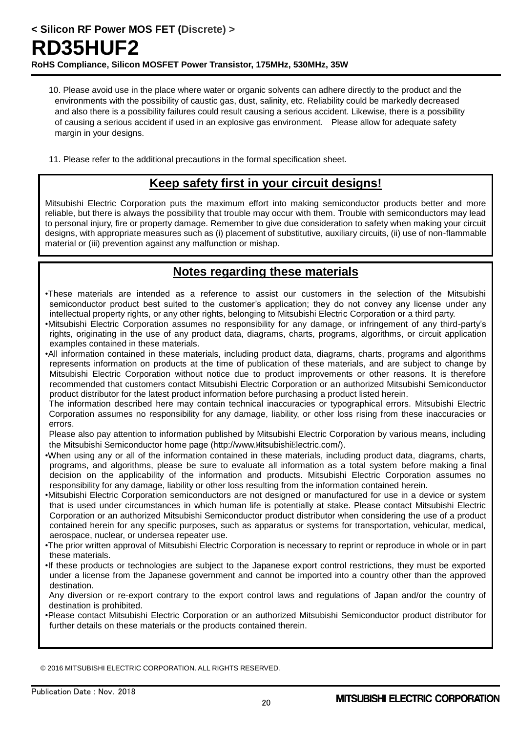10. Please avoid use in the place where water or organic solvents can adhere directly to the product and the environments with the possibility of caustic gas, dust, salinity, etc. Reliability could be markedly decreased and also there is a possibility failures could result causing a serious accident. Likewise, there is a possibility of causing a serious accident if used in an explosive gas environment. Please allow for adequate safety margin in your designs.

11. Please refer to the additional precautions in the formal specification sheet.

## Keep safety first in your circuit designs!

Mitsubishi Electric Corporation puts the maximum effort into making semiconductor products better and more reliable, but there is always the possibility that trouble may occur with them. Trouble with semiconductors may lead to personal injury, fire or property damage. Remember to give due consideration to safety when making your circuit designs, with appropriate measures such as (i) placement of substitutive, auxiliary circuits, (ii) use of non-flammable material or (iii) prevention against any malfunction or mishap.

## Notes regarding these materials

•These materials are intended as a reference to assist our customers in the selection of the Mitsubishi semiconductor product best suited to the customer's application; they do not convey any license under any intellectual property rights, or any other rights, belonging to Mitsubishi Electric Corporation or a third party.

•Mitsubishi Electric Corporation assumes no responsibility for any damage, or infringement of any third-party's rights, originating in the use of any product data, diagrams, charts, programs, algorithms, or circuit application examples contained in these materials.

•All information contained in these materials, including product data, diagrams, charts, programs and algorithms represents information on products at the time of publication of these materials, and are subject to change by Mitsubishi Electric Corporation without notice due to product improvements or other reasons. It is therefore recommended that customers contact Mitsubishi Electric Corporation or an authorized Mitsubishi Semiconductor product distributor for the latest product information before purchasing a product listed herein.
The information described here may contain technical inaccuracies or typographical errors. Mitsubishi Electric Corporation assumes no responsibility for any damage, liability, or other loss rising from these inaccuracies or errors.
Please also pay attention to information published by Mitsubishi Electric Corporation by various means, including the Mitsubishi Semiconductor home page (http://www.MitsubishiElectric.com/).

•When using any or all of the information contained in these materials, including product data, diagrams, charts, programs, and algorithms, please be sure to evaluate all information as a total system before making a final decision on the applicability of the information and products. Mitsubishi Electric Corporation assumes no responsibility for any damage, liability or other loss resulting from the information contained herein.

•Mitsubishi Electric Corporation semiconductors are not designed or manufactured for use in a device or system that is used under circumstances in which human life is potentially at stake. Please contact Mitsubishi Electric Corporation or an authorized Mitsubishi Semiconductor product distributor when considering the use of a product contained herein for any specific purposes, such as apparatus or systems for transportation, vehicular, medical, aerospace, nuclear, or undersea repeater use.

•The prior written approval of Mitsubishi Electric Corporation is necessary to reprint or reproduce in whole or in part these materials.

•If these products or technologies are subject to the Japanese export control restrictions, they must be exported under a license from the Japanese government and cannot be imported into a country other than the approved destination.
Any diversion or re-export contrary to the export control laws and regulations of Japan and/or the country of destination is prohibited.

•Please contact Mitsubishi Electric Corporation or an authorized Mitsubishi Semiconductor product distributor for further details on these materials or the products contained therein.

© 2016 MITSUBISHI ELECTRIC CORPORATION. ALL RIGHTS RESERVED.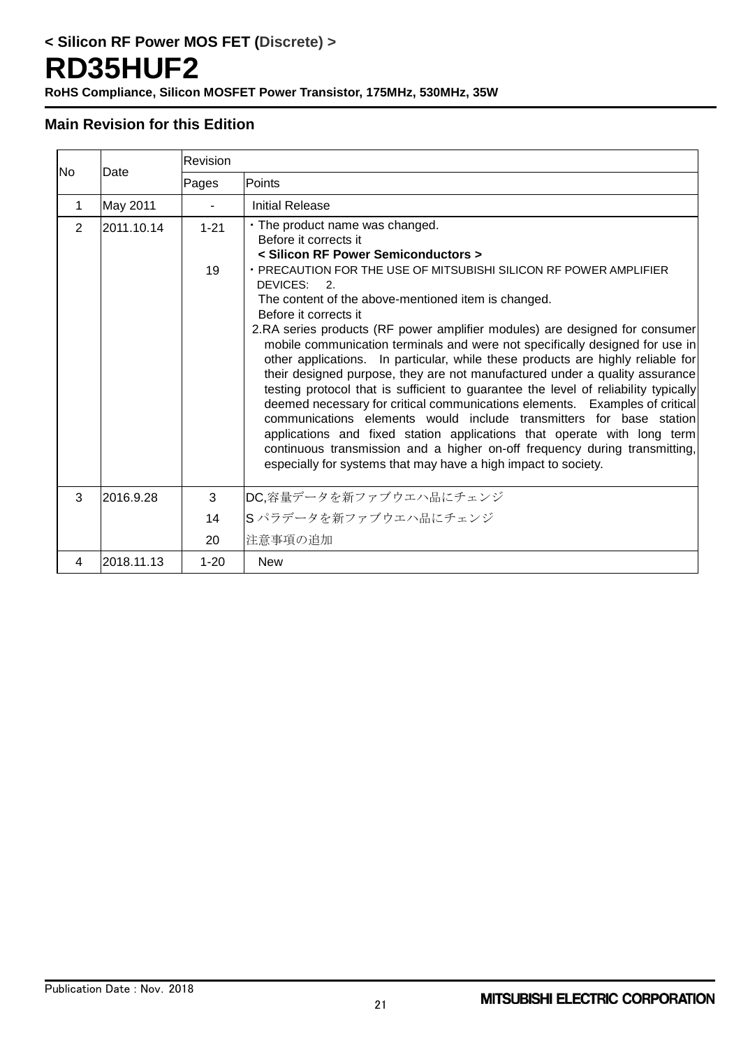**< Silicon RF Power MOS FET (Discrete) >**

# RD35HUF2

**RoHS Compliance, Silicon MOSFET Power Transistor, 175MHz, 530MHz, 35W**

## Main Revision for this Edition

| No | Date | Revision | |
|---|---|---|---|
| | | Pages | Points |
| 1 | May 2011 | - | Initial Release |
| 2 | 2011.10.14 | 1-21<br><br><br>19 | ・The product name was changed.<br>Before it corrects it<br>**< Silicon RF Power Semiconductors >**<br>・PRECAUTION FOR THE USE OF MITSUBISHI SILICON RF POWER AMPLIFIER DEVICES: 2.<br>The content of the above-mentioned item is changed.<br>Before it corrects it<br>2.RA series products (RF power amplifier modules) are designed for consumer mobile communication terminals and were not specifically designed for use in other applications. In particular, while these products are highly reliable for their designed purpose, they are not manufactured under a quality assurance testing protocol that is sufficient to guarantee the level of reliability typically deemed necessary for critical communications elements. Examples of critical communications elements would include transmitters for base station applications and fixed station applications that operate with long term continuous transmission and a higher on-off frequency during transmitting, especially for systems that may have a high impact to society. |
| 3 | 2016.9.28 | 3<br>14<br>20 | DC,容量データを新ファブウエハ品にチェンジ<br>S パラデータを新ファブウエハ品にチェンジ<br>注意事項の追加 |
| 4 | 2018.11.13 | 1-20 | New |

Publication Date : Nov. 2018

MITSUBISHI ELECTRIC CORPORATION